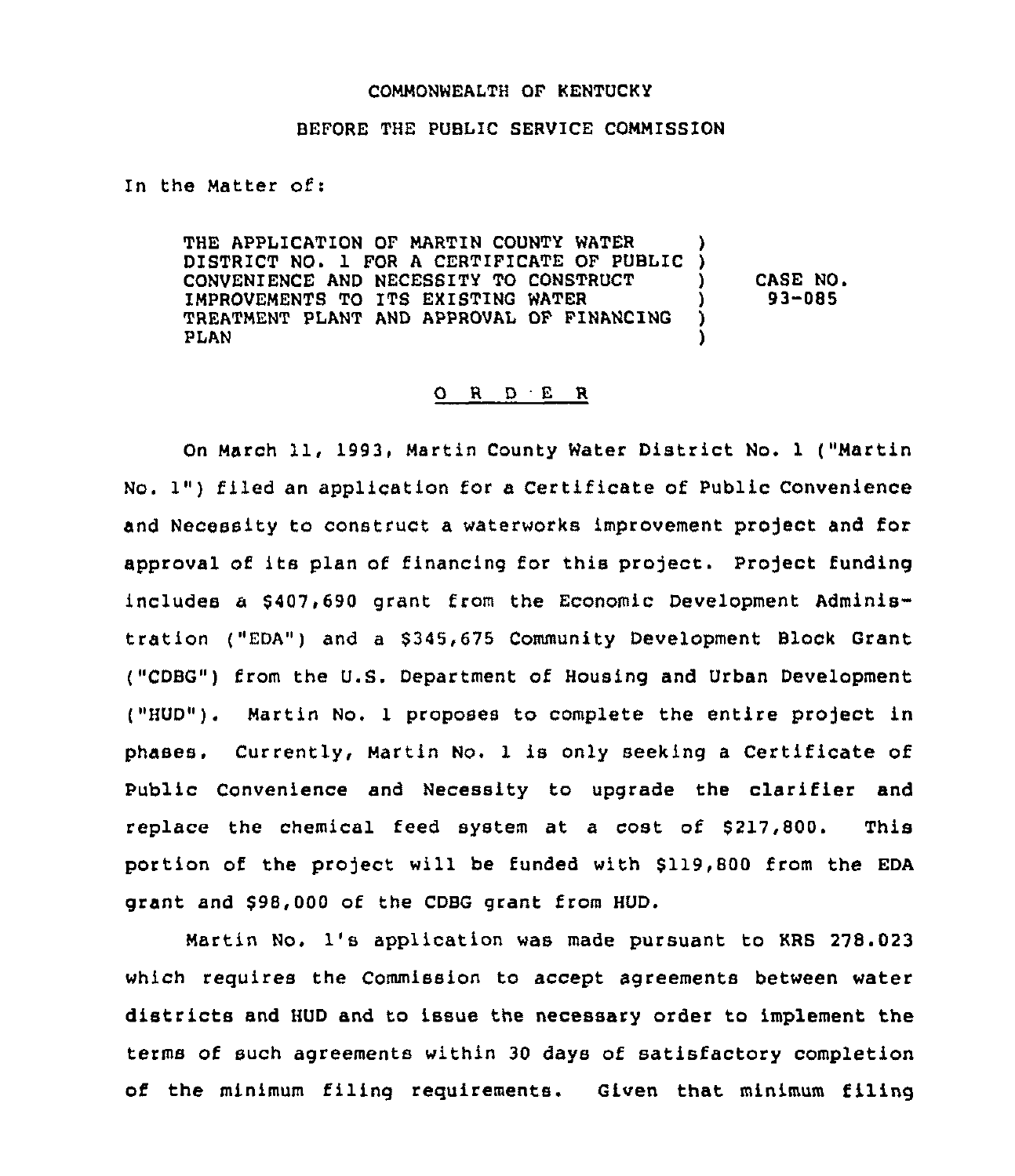COMMONWEALTH OF KENTUCKY

BEFORE THE PUBLIC SERVICE COMMISSION

In the Matter of:

| | | |
|---|---|---|
| THE APPLICATION OF MARTIN COUNTY WATER DISTRICT NO. 1 FOR A CERTIFICATE OF PUBLIC CONVENIENCE AND NECESSITY TO CONSTRUCT IMPROVEMENTS TO ITS EXISTING WATER TREATMENT PLANT AND APPROVAL OF FINANCING PLAN | ) | CASE NO. 93-085 |

## O R D E R

On March 11, 1993, Martin County Water District No. 1 ("Martin No. 1") filed an application for a Certificate of Public Convenience and Necessity to construct a waterworks improvement project and for approval of its plan of financing for this project. Project funding includes a $407,690 grant from the Economic Development Administration ("EDA") and a $345,675 Community Development Block Grant ("CDBG") from the U.S. Department of Housing and Urban Development ("HUD"). Martin No. 1 proposes to complete the entire project in phases. Currently, Martin No. 1 is only seeking a Certificate of Public Convenience and Necessity to upgrade the clarifier and replace the chemical feed system at a cost of $217,800. This portion of the project will be funded with $119,800 from the EDA grant and $98,000 of the CDBG grant from HUD.

Martin No. 1's application was made pursuant to KRS 278.023 which requires the Commission to accept agreements between water districts and HUD and to issue the necessary order to implement the terms of such agreements within 30 days of satisfactory completion of the minimum filing requirements. Given that minimum filing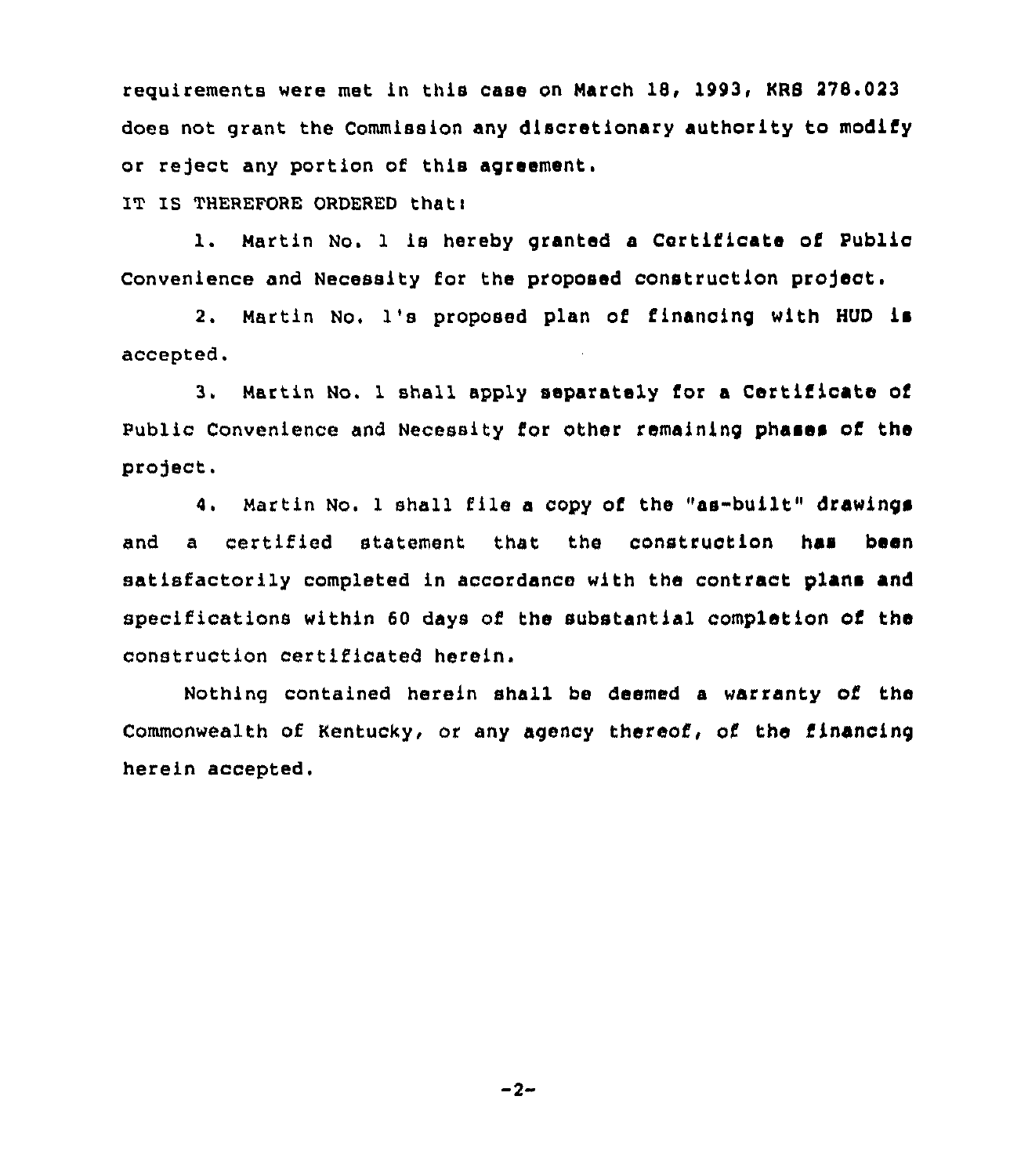requirements were met in this case on March 18, 1993, KRS 278.023 does not grant the Commission any discretionary authority to modify or reject any portion of this agreement.

IT IS THEREFORE ORDERED that:

1. Martin No. 1 is hereby granted a Certificate of Public Convenience and Necessity for the proposed construction project.

2. Martin No. 1's proposed plan of financing with HUD is accepted.

3. Martin No. 1 shall apply separately for a Certificate of Public Convenience and Necessity for other remaining phases of the project.

4. Martin No. 1 shall file a copy of the "as-built" drawings and a certified statement that the construction has been satisfactorily completed in accordance with the contract plans and specifications within 60 days of the substantial completion of the construction certificated herein.

Nothing contained herein shall be deemed a warranty of the Commonwealth of Kentucky, or any agency thereof, of the financing herein accepted.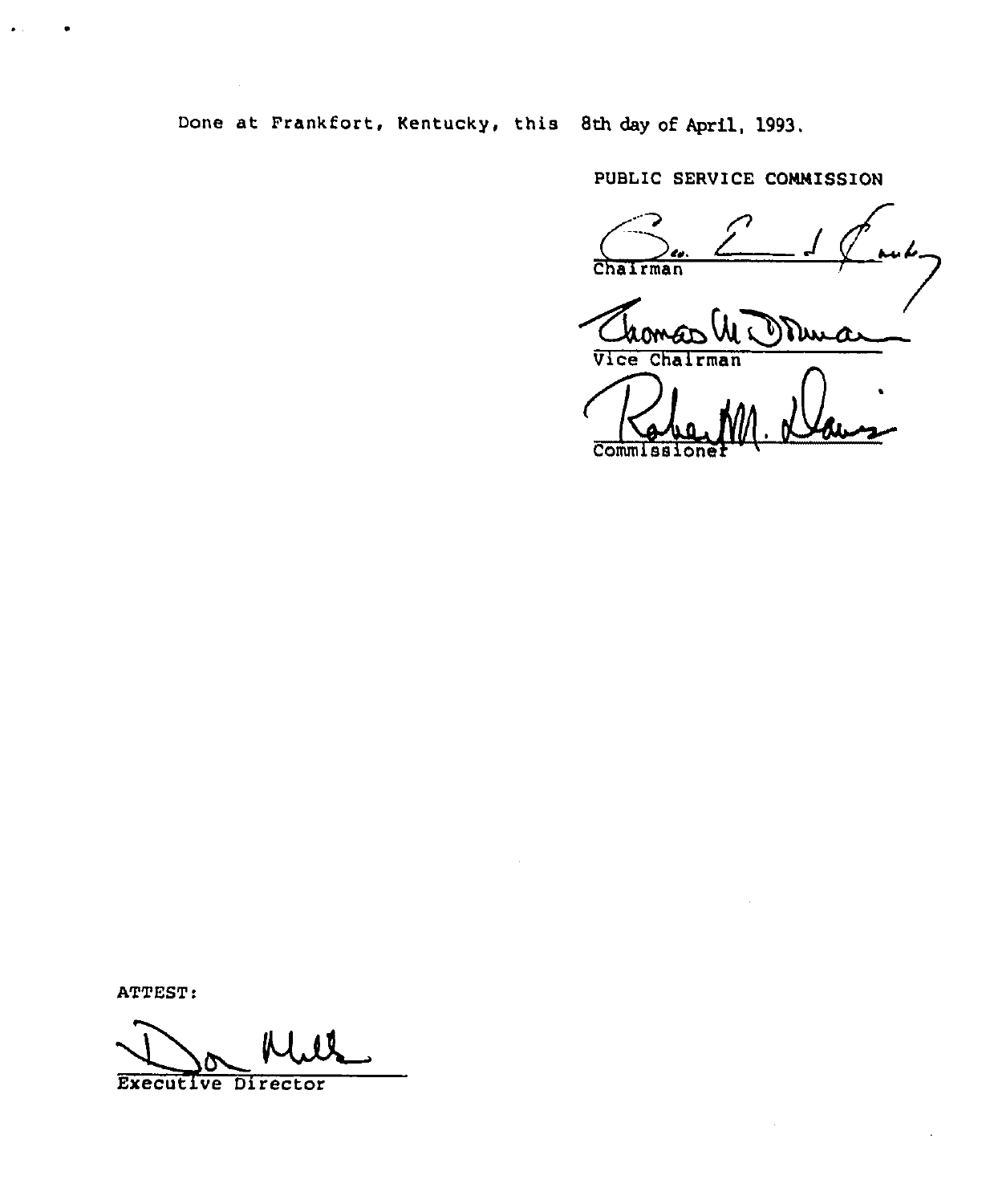Done at Frankfort, Kentucky, this 8th day of April, 1993.

PUBLIC SERVICE COMMISSION

Chairman

Vice Chairman

Commissioner

ATTEST:

Executive Director